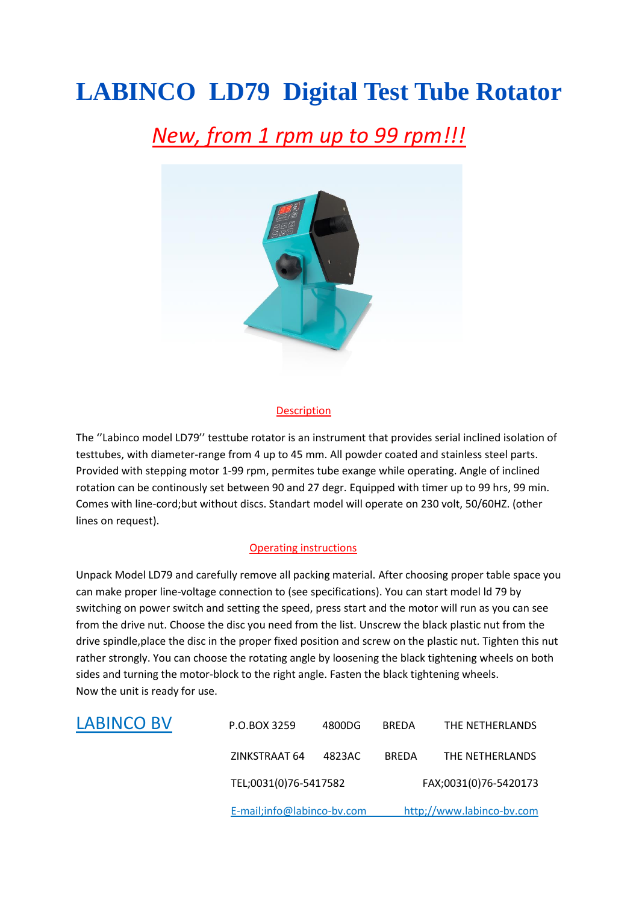# LABINCO LD79 Digital Test Tube Rotator

## *New, from 1 rpm up to 99 rpm!!!*

### Description

The ''Labinco model LD79'' testtube rotator is an instrument that provides serial inclined isolation of testtubes, with diameter-range from 4 up to 45 mm. All powder coated and stainless steel parts. Provided with stepping motor 1-99 rpm, permites tube exange while operating. Angle of inclined rotation can be continously set between 90 and 27 degr. Equipped with timer up to 99 hrs, 99 min. Comes with line-cord;but without discs. Standart model will operate on 230 volt, 50/60HZ. (other lines on request).

### Operating instructions

Unpack Model LD79 and carefully remove all packing material. After choosing proper table space you can make proper line-voltage connection to (see specifications). You can start model ld 79 by switching on power switch and setting the speed, press start and the motor will run as you can see from the drive nut. Choose the disc you need from the list. Unscrew the black plastic nut from the drive spindle,place the disc in the proper fixed position and screw on the plastic nut. Tighten this nut rather strongly. You can choose the rotating angle by loosening the black tightening wheels on both sides and turning the motor-block to the right angle. Fasten the black tightening wheels.
Now the unit is ready for use.

| LABINCO BV | P.O.BOX 3259 | 4800DG | BREDA | THE NETHERLANDS |
|---|---|---|---|---|
| | ZINKSTRAAT 64 | 4823AC | BREDA | THE NETHERLANDS |
| | TEL;0031(0)76-5417582 | | | FAX;0031(0)76-5420173 |
| | E-mail;info@labinco-bv.com | | | http;//www.labinco-bv.com |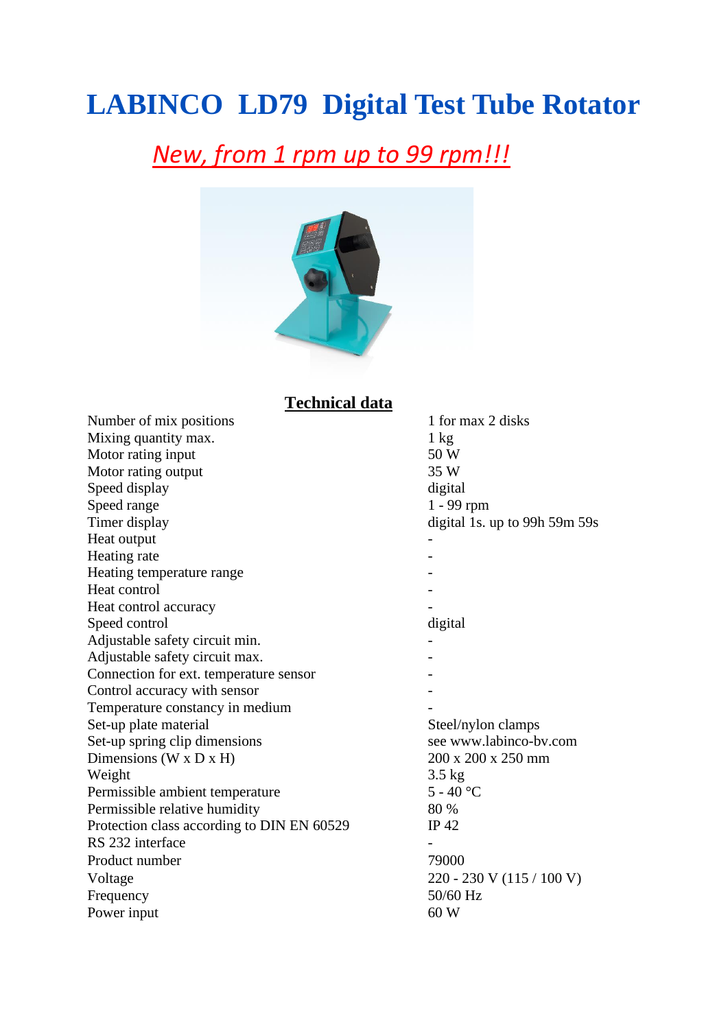# LABINCO LD79 Digital Test Tube Rotator

*New, from 1 rpm up to 99 rpm!!!*

## Technical data

| | |
|---|---|
| Number of mix positions | 1 for max 2 disks |
| Mixing quantity max. | 1 kg |
| Motor rating input | 50 W |
| Motor rating output | 35 W |
| Speed display | digital |
| Speed range | 1 - 99 rpm |
| Timer display | digital 1s. up to 99h 59m 59s |
| Heat output | - |
| Heating rate | - |
| Heating temperature range | - |
| Heat control | - |
| Heat control accuracy | - |
| Speed control | digital |
| Adjustable safety circuit min. | - |
| Adjustable safety circuit max. | - |
| Connection for ext. temperature sensor | - |
| Control accuracy with sensor | - |
| Temperature constancy in medium | - |
| Set-up plate material | Steel/nylon clamps |
| Set-up spring clip dimensions | see www.labinco-bv.com |
| Dimensions (W x D x H) | 200 x 200 x 250 mm |
| Weight | 3.5 kg |
| Permissible ambient temperature | 5 - 40 °C |
| Permissible relative humidity | 80 % |
| Protection class according to DIN EN 60529 | IP 42 |
| RS 232 interface | - |
| Product number | 79000 |
| Voltage | 220 - 230 V (115 / 100 V) |
| Frequency | 50/60 Hz |
| Power input | 60 W |